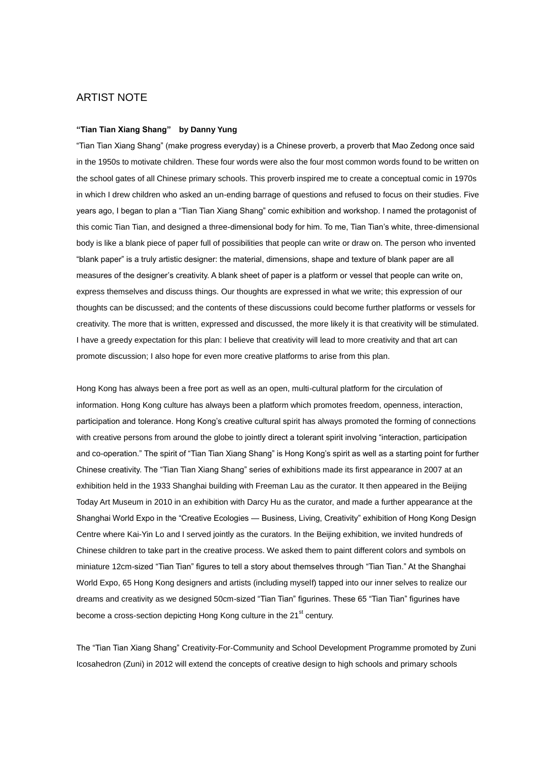## ARTIST NOTE

**"Tian Tian Xiang Shang" by Danny Yung**

"Tian Tian Xiang Shang" (make progress everyday) is a Chinese proverb, a proverb that Mao Zedong once said in the 1950s to motivate children. These four words were also the four most common words found to be written on the school gates of all Chinese primary schools. This proverb inspired me to create a conceptual comic in 1970s in which I drew children who asked an un-ending barrage of questions and refused to focus on their studies. Five years ago, I began to plan a "Tian Tian Xiang Shang" comic exhibition and workshop. I named the protagonist of this comic Tian Tian, and designed a three-dimensional body for him. To me, Tian Tian's white, three-dimensional body is like a blank piece of paper full of possibilities that people can write or draw on. The person who invented "blank paper" is a truly artistic designer: the material, dimensions, shape and texture of blank paper are all measures of the designer's creativity. A blank sheet of paper is a platform or vessel that people can write on, express themselves and discuss things. Our thoughts are expressed in what we write; this expression of our thoughts can be discussed; and the contents of these discussions could become further platforms or vessels for creativity. The more that is written, expressed and discussed, the more likely it is that creativity will be stimulated. I have a greedy expectation for this plan: I believe that creativity will lead to more creativity and that art can promote discussion; I also hope for even more creative platforms to arise from this plan.

Hong Kong has always been a free port as well as an open, multi-cultural platform for the circulation of information. Hong Kong culture has always been a platform which promotes freedom, openness, interaction, participation and tolerance. Hong Kong's creative cultural spirit has always promoted the forming of connections with creative persons from around the globe to jointly direct a tolerant spirit involving "interaction, participation and co-operation." The spirit of "Tian Tian Xiang Shang" is Hong Kong's spirit as well as a starting point for further Chinese creativity. The "Tian Tian Xiang Shang" series of exhibitions made its first appearance in 2007 at an exhibition held in the 1933 Shanghai building with Freeman Lau as the curator. It then appeared in the Beijing Today Art Museum in 2010 in an exhibition with Darcy Hu as the curator, and made a further appearance at the Shanghai World Expo in the "Creative Ecologies — Business, Living, Creativity" exhibition of Hong Kong Design Centre where Kai-Yin Lo and I served jointly as the curators. In the Beijing exhibition, we invited hundreds of Chinese children to take part in the creative process. We asked them to paint different colors and symbols on miniature 12cm-sized "Tian Tian" figures to tell a story about themselves through "Tian Tian." At the Shanghai World Expo, 65 Hong Kong designers and artists (including myself) tapped into our inner selves to realize our dreams and creativity as we designed 50cm-sized "Tian Tian" figurines. These 65 "Tian Tian" figurines have become a cross-section depicting Hong Kong culture in the 21st century.

The "Tian Tian Xiang Shang" Creativity-For-Community and School Development Programme promoted by Zuni Icosahedron (Zuni) in 2012 will extend the concepts of creative design to high schools and primary schools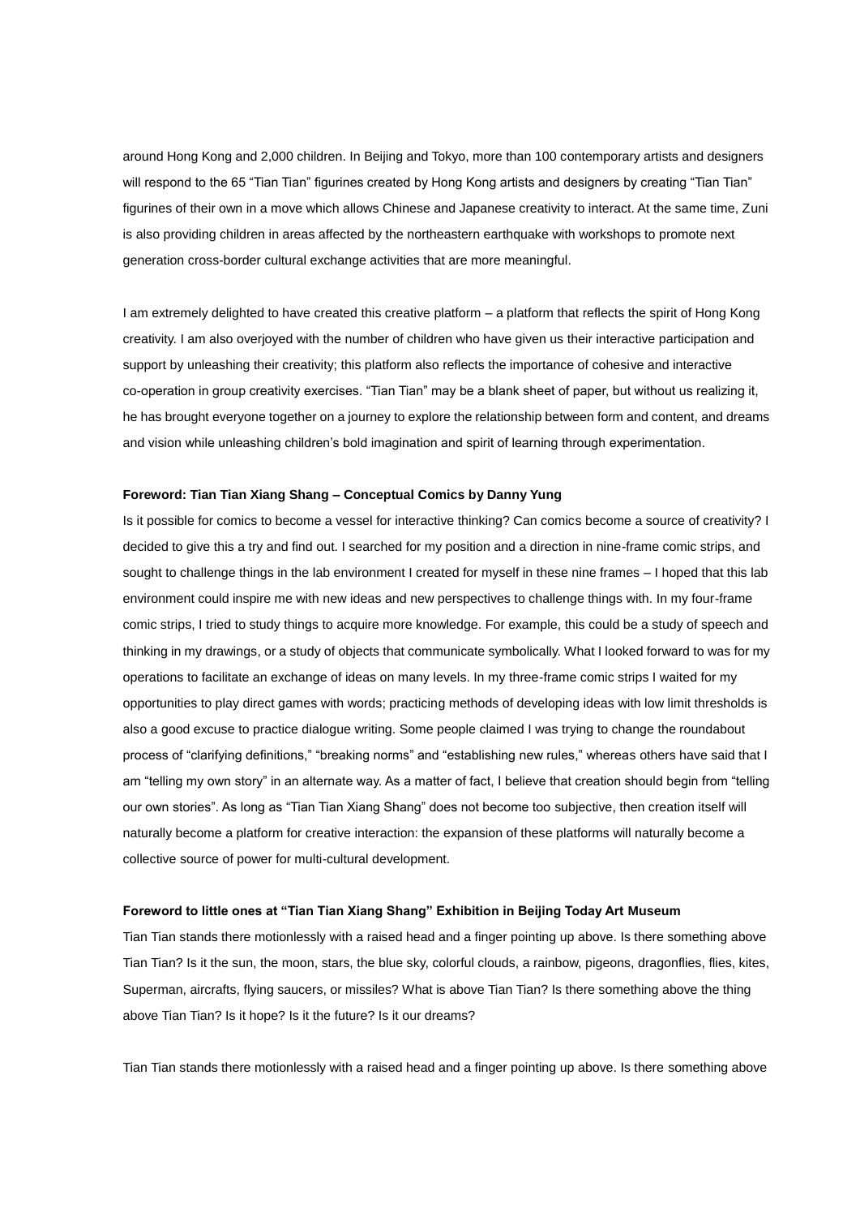around Hong Kong and 2,000 children. In Beijing and Tokyo, more than 100 contemporary artists and designers will respond to the 65 "Tian Tian" figurines created by Hong Kong artists and designers by creating "Tian Tian" figurines of their own in a move which allows Chinese and Japanese creativity to interact. At the same time, Zuni is also providing children in areas affected by the northeastern earthquake with workshops to promote next generation cross-border cultural exchange activities that are more meaningful.

I am extremely delighted to have created this creative platform – a platform that reflects the spirit of Hong Kong creativity. I am also overjoyed with the number of children who have given us their interactive participation and support by unleashing their creativity; this platform also reflects the importance of cohesive and interactive co-operation in group creativity exercises. "Tian Tian" may be a blank sheet of paper, but without us realizing it, he has brought everyone together on a journey to explore the relationship between form and content, and dreams and vision while unleashing children's bold imagination and spirit of learning through experimentation.

**Foreword: Tian Tian Xiang Shang – Conceptual Comics by Danny Yung**

Is it possible for comics to become a vessel for interactive thinking? Can comics become a source of creativity? I decided to give this a try and find out. I searched for my position and a direction in nine-frame comic strips, and sought to challenge things in the lab environment I created for myself in these nine frames – I hoped that this lab environment could inspire me with new ideas and new perspectives to challenge things with. In my four-frame comic strips, I tried to study things to acquire more knowledge. For example, this could be a study of speech and thinking in my drawings, or a study of objects that communicate symbolically. What I looked forward to was for my operations to facilitate an exchange of ideas on many levels. In my three-frame comic strips I waited for my opportunities to play direct games with words; practicing methods of developing ideas with low limit thresholds is also a good excuse to practice dialogue writing. Some people claimed I was trying to change the roundabout process of "clarifying definitions," "breaking norms" and "establishing new rules," whereas others have said that I am "telling my own story" in an alternate way. As a matter of fact, I believe that creation should begin from "telling our own stories". As long as "Tian Tian Xiang Shang" does not become too subjective, then creation itself will naturally become a platform for creative interaction: the expansion of these platforms will naturally become a collective source of power for multi-cultural development.

**Foreword to little ones at "Tian Tian Xiang Shang" Exhibition in Beijing Today Art Museum**

Tian Tian stands there motionlessly with a raised head and a finger pointing up above. Is there something above Tian Tian? Is it the sun, the moon, stars, the blue sky, colorful clouds, a rainbow, pigeons, dragonflies, flies, kites, Superman, aircrafts, flying saucers, or missiles? What is above Tian Tian? Is there something above the thing above Tian Tian? Is it hope? Is it the future? Is it our dreams?

Tian Tian stands there motionlessly with a raised head and a finger pointing up above. Is there something above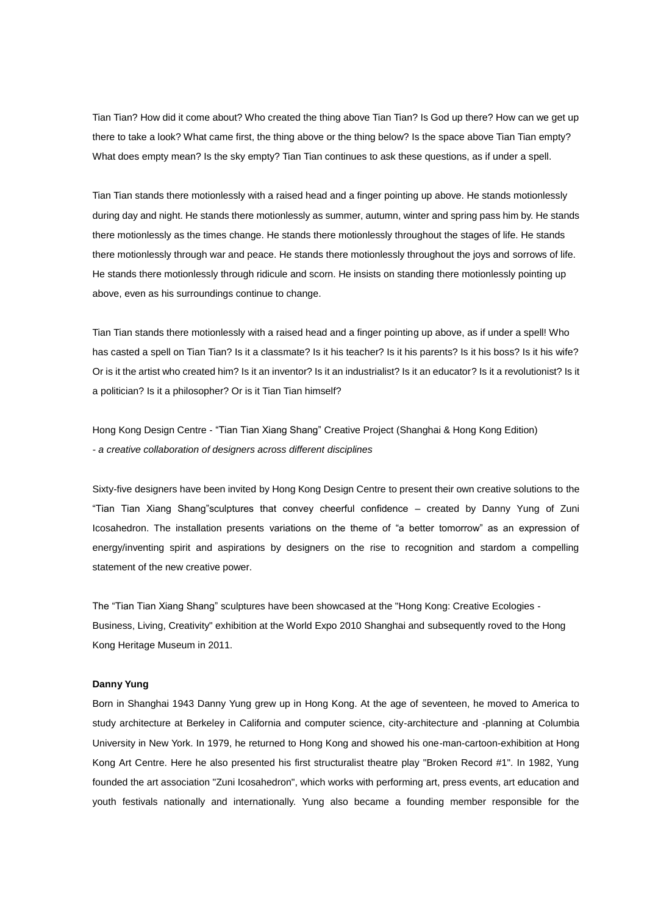Tian Tian? How did it come about? Who created the thing above Tian Tian? Is God up there? How can we get up there to take a look? What came first, the thing above or the thing below? Is the space above Tian Tian empty? What does empty mean? Is the sky empty? Tian Tian continues to ask these questions, as if under a spell.

Tian Tian stands there motionlessly with a raised head and a finger pointing up above. He stands motionlessly during day and night. He stands there motionlessly as summer, autumn, winter and spring pass him by. He stands there motionlessly as the times change. He stands there motionlessly throughout the stages of life. He stands there motionlessly through war and peace. He stands there motionlessly throughout the joys and sorrows of life. He stands there motionlessly through ridicule and scorn. He insists on standing there motionlessly pointing up above, even as his surroundings continue to change.

Tian Tian stands there motionlessly with a raised head and a finger pointing up above, as if under a spell! Who has casted a spell on Tian Tian? Is it a classmate? Is it his teacher? Is it his parents? Is it his boss? Is it his wife? Or is it the artist who created him? Is it an inventor? Is it an industrialist? Is it an educator? Is it a revolutionist? Is it a politician? Is it a philosopher? Or is it Tian Tian himself?

Hong Kong Design Centre - “Tian Tian Xiang Shang” Creative Project (Shanghai & Hong Kong Edition)
*- a creative collaboration of designers across different disciplines*

Sixty-five designers have been invited by Hong Kong Design Centre to present their own creative solutions to the “Tian Tian Xiang Shang”sculptures that convey cheerful confidence – created by Danny Yung of Zuni Icosahedron. The installation presents variations on the theme of “a better tomorrow” as an expression of energy/inventing spirit and aspirations by designers on the rise to recognition and stardom a compelling statement of the new creative power.

The “Tian Tian Xiang Shang” sculptures have been showcased at the "Hong Kong: Creative Ecologies - Business, Living, Creativity" exhibition at the World Expo 2010 Shanghai and subsequently roved to the Hong Kong Heritage Museum in 2011.

**Danny Yung**

Born in Shanghai 1943 Danny Yung grew up in Hong Kong. At the age of seventeen, he moved to America to study architecture at Berkeley in California and computer science, city-architecture and -planning at Columbia University in New York. In 1979, he returned to Hong Kong and showed his one-man-cartoon-exhibition at Hong Kong Art Centre. Here he also presented his first structuralist theatre play "Broken Record #1". In 1982, Yung founded the art association "Zuni Icosahedron", which works with performing art, press events, art education and youth festivals nationally and internationally. Yung also became a founding member responsible for the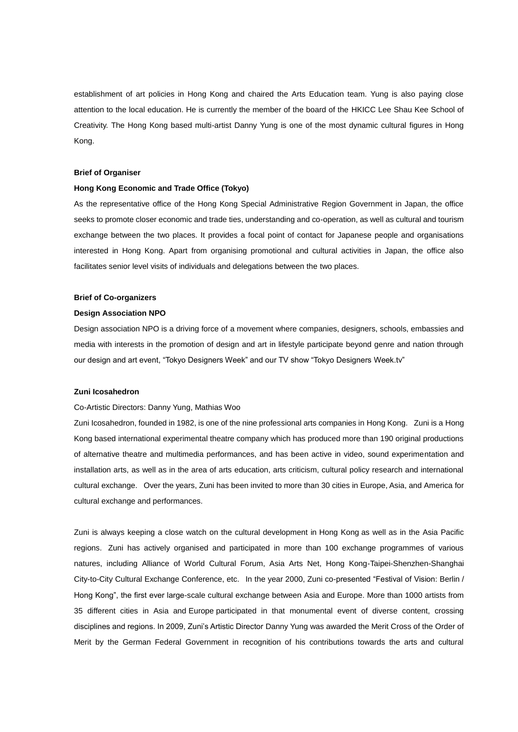establishment of art policies in Hong Kong and chaired the Arts Education team. Yung is also paying close attention to the local education. He is currently the member of the board of the HKICC Lee Shau Kee School of Creativity. The Hong Kong based multi-artist Danny Yung is one of the most dynamic cultural figures in Hong Kong.

**Brief of Organiser**

**Hong Kong Economic and Trade Office (Tokyo)**

As the representative office of the Hong Kong Special Administrative Region Government in Japan, the office seeks to promote closer economic and trade ties, understanding and co-operation, as well as cultural and tourism exchange between the two places. It provides a focal point of contact for Japanese people and organisations interested in Hong Kong. Apart from organising promotional and cultural activities in Japan, the office also facilitates senior level visits of individuals and delegations between the two places.

**Brief of Co-organizers**

**Design Association NPO**

Design association NPO is a driving force of a movement where companies, designers, schools, embassies and media with interests in the promotion of design and art in lifestyle participate beyond genre and nation through our design and art event, "Tokyo Designers Week" and our TV show "Tokyo Designers Week.tv"

**Zuni Icosahedron**

Co-Artistic Directors: Danny Yung, Mathias Woo

Zuni Icosahedron, founded in 1982, is one of the nine professional arts companies in Hong Kong. Zuni is a Hong Kong based international experimental theatre company which has produced more than 190 original productions of alternative theatre and multimedia performances, and has been active in video, sound experimentation and installation arts, as well as in the area of arts education, arts criticism, cultural policy research and international cultural exchange. Over the years, Zuni has been invited to more than 30 cities in Europe, Asia, and America for cultural exchange and performances.

Zuni is always keeping a close watch on the cultural development in Hong Kong as well as in the Asia Pacific regions. Zuni has actively organised and participated in more than 100 exchange programmes of various natures, including Alliance of World Cultural Forum, Asia Arts Net, Hong Kong-Taipei-Shenzhen-Shanghai City-to-City Cultural Exchange Conference, etc. In the year 2000, Zuni co-presented "Festival of Vision: Berlin / Hong Kong", the first ever large-scale cultural exchange between Asia and Europe. More than 1000 artists from 35 different cities in Asia and Europe participated in that monumental event of diverse content, crossing disciplines and regions. In 2009, Zuni's Artistic Director Danny Yung was awarded the Merit Cross of the Order of Merit by the German Federal Government in recognition of his contributions towards the arts and cultural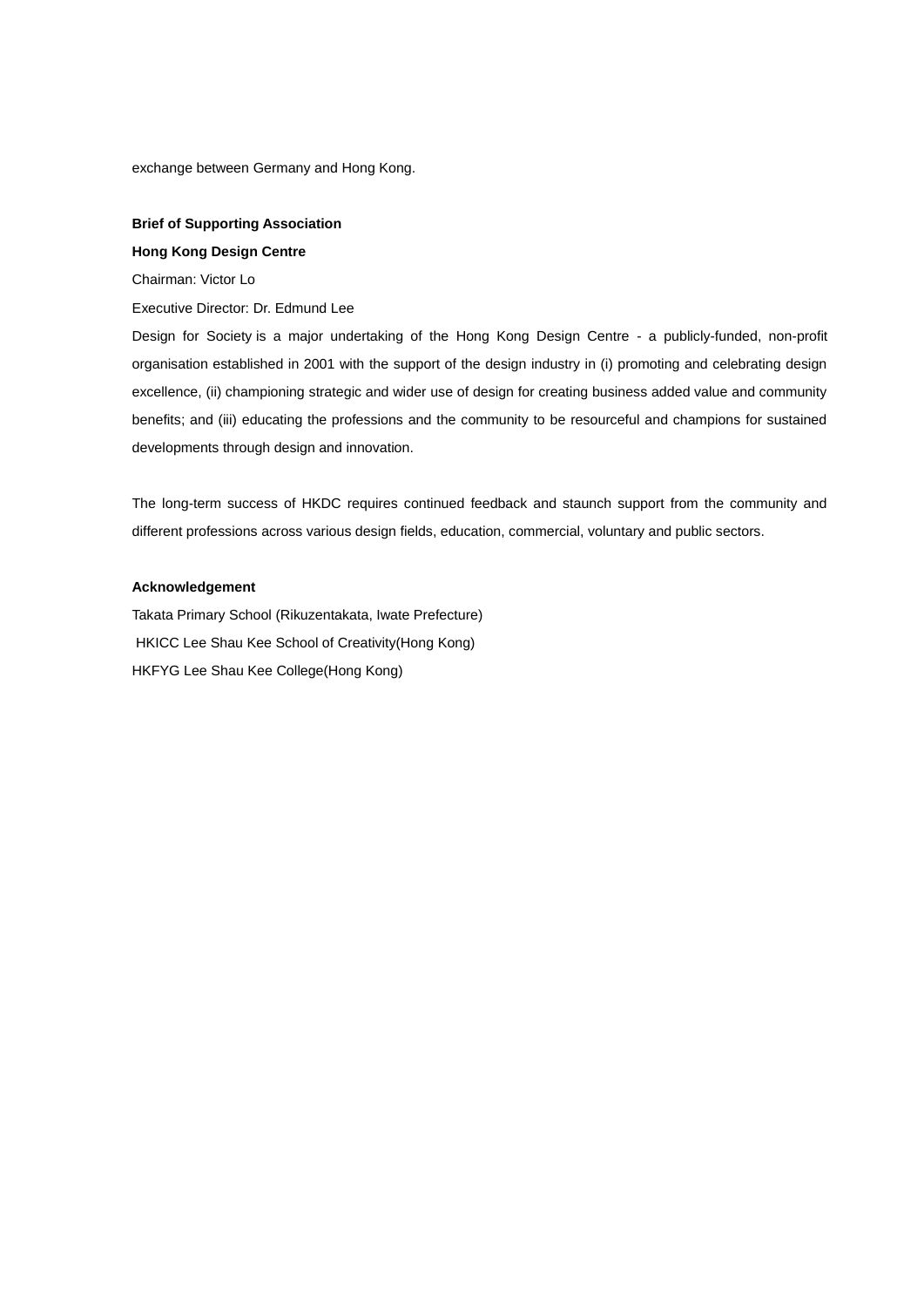exchange between Germany and Hong Kong.

**Brief of Supporting Association**

**Hong Kong Design Centre**

Chairman: Victor Lo

Executive Director: Dr. Edmund Lee

Design for Society is a major undertaking of the Hong Kong Design Centre - a publicly-funded, non-profit organisation established in 2001 with the support of the design industry in (i) promoting and celebrating design excellence, (ii) championing strategic and wider use of design for creating business added value and community benefits; and (iii) educating the professions and the community to be resourceful and champions for sustained developments through design and innovation.

The long-term success of HKDC requires continued feedback and staunch support from the community and different professions across various design fields, education, commercial, voluntary and public sectors.

**Acknowledgement**

Takata Primary School (Rikuzentakata, Iwate Prefecture)

HKICC Lee Shau Kee School of Creativity(Hong Kong)

HKFYG Lee Shau Kee College(Hong Kong)